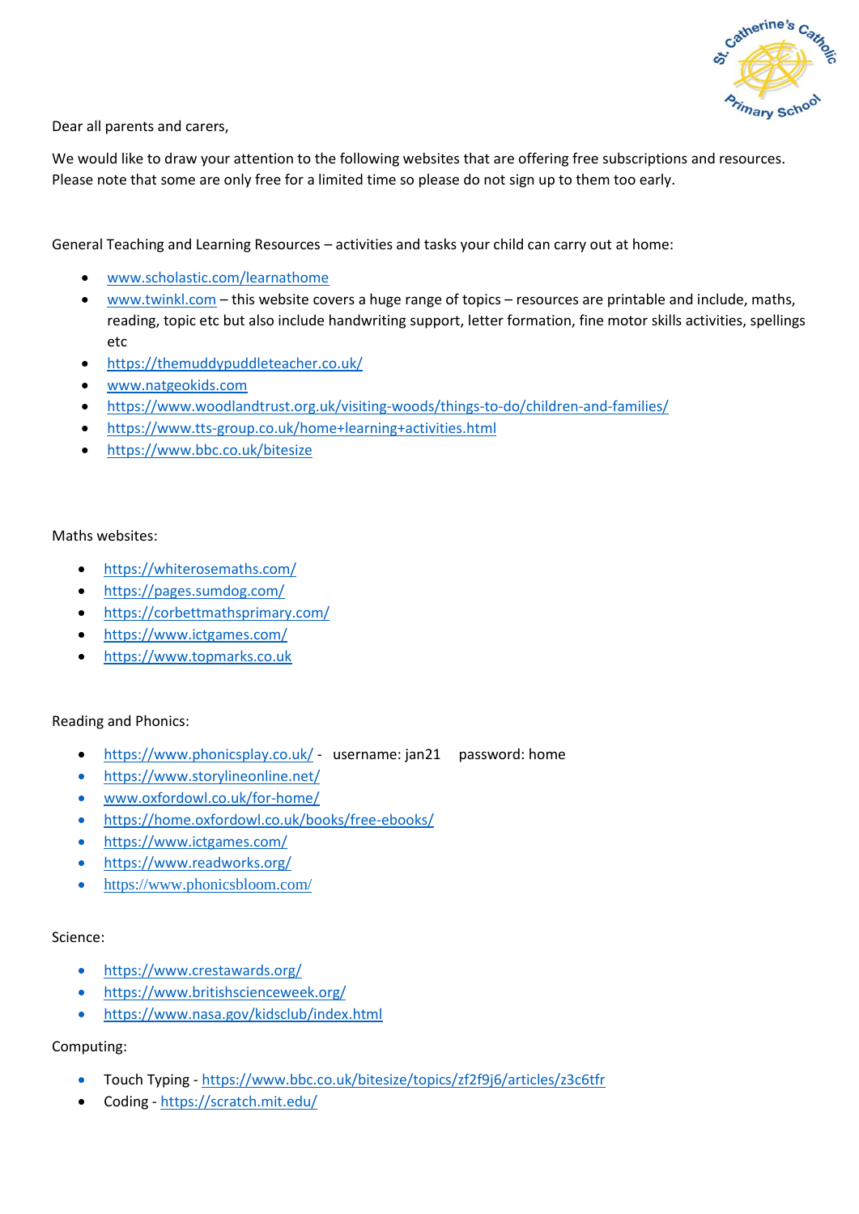Dear all parents and carers,

We would like to draw your attention to the following websites that are offering free subscriptions and resources. Please note that some are only free for a limited time so please do not sign up to them too early.

General Teaching and Learning Resources – activities and tasks your child can carry out at home:

- www.scholastic.com/learnathome
- www.twinkl.com – this website covers a huge range of topics – resources are printable and include, maths, reading, topic etc but also include handwriting support, letter formation, fine motor skills activities, spellings etc
- https://themuddypuddleteacher.co.uk/
- www.natgeokids.com
- https://www.woodlandtrust.org.uk/visiting-woods/things-to-do/children-and-families/
- https://www.tts-group.co.uk/home+learning+activities.html
- https://www.bbc.co.uk/bitesize

Maths websites:

- https://whiterosemaths.com/
- https://pages.sumdog.com/
- https://corbettmathsprimary.com/
- https://www.ictgames.com/
- https://www.topmarks.co.uk

Reading and Phonics:

- https://www.phonicsplay.co.uk/ - username: jan21 password: home
- https://www.storylineonline.net/
- www.oxfordowl.co.uk/for-home/
- https://home.oxfordowl.co.uk/books/free-ebooks/
- https://www.ictgames.com/
- https://www.readworks.org/
- https://www.phonicsbloom.com/

Science:

- https://www.crestawards.org/
- https://www.britishscienceweek.org/
- https://www.nasa.gov/kidsclub/index.html

Computing:

- Touch Typing - https://www.bbc.co.uk/bitesize/topics/zf2f9j6/articles/z3c6tfr
- Coding - https://scratch.mit.edu/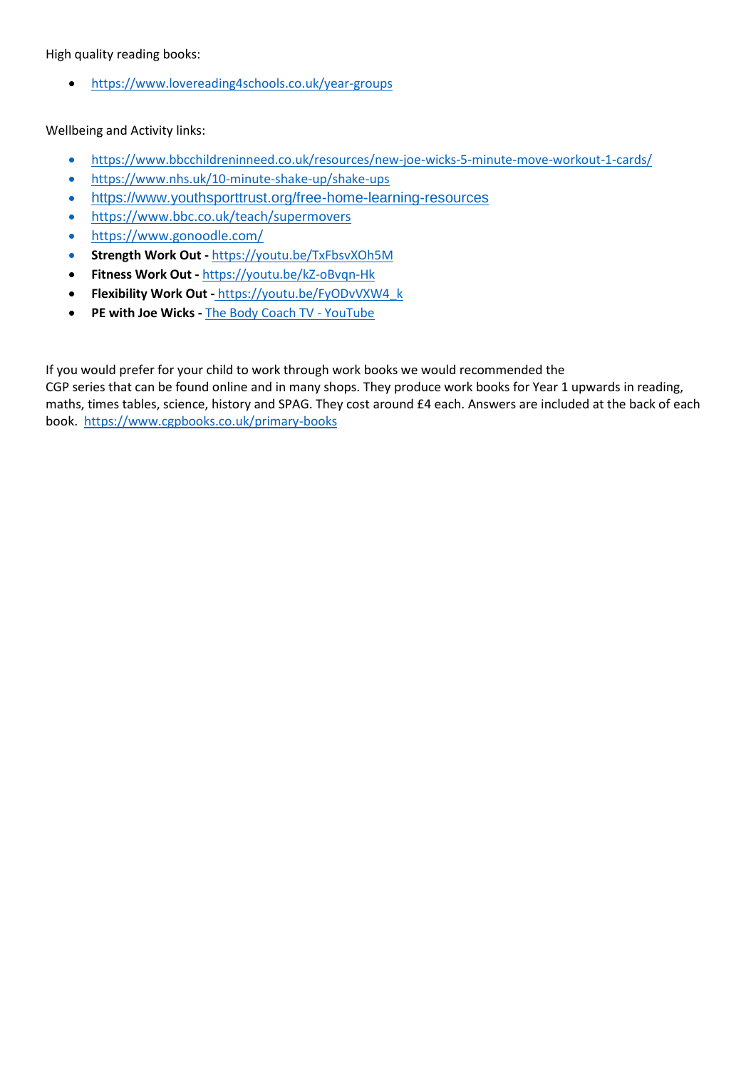High quality reading books:

- https://www.lovereading4schools.co.uk/year-groups

Wellbeing and Activity links:

- https://www.bbcchildreninneed.co.uk/resources/new-joe-wicks-5-minute-move-workout-1-cards/
- https://www.nhs.uk/10-minute-shake-up/shake-ups
- https://www.youthsporttrust.org/free-home-learning-resources
- https://www.bbc.co.uk/teach/supermovers
- https://www.gonoodle.com/
- **Strength Work Out -** https://youtu.be/TxFbsvXOh5M
- **Fitness Work Out -** https://youtu.be/kZ-oBvqn-Hk
- **Flexibility Work Out -** https://youtu.be/FyODvVXW4_k
- **PE with Joe Wicks -** The Body Coach TV - YouTube

If you would prefer for your child to work through work books we would recommended the CGP series that can be found online and in many shops. They produce work books for Year 1 upwards in reading, maths, times tables, science, history and SPAG. They cost around £4 each. Answers are included at the back of each book. https://www.cgpbooks.co.uk/primary-books